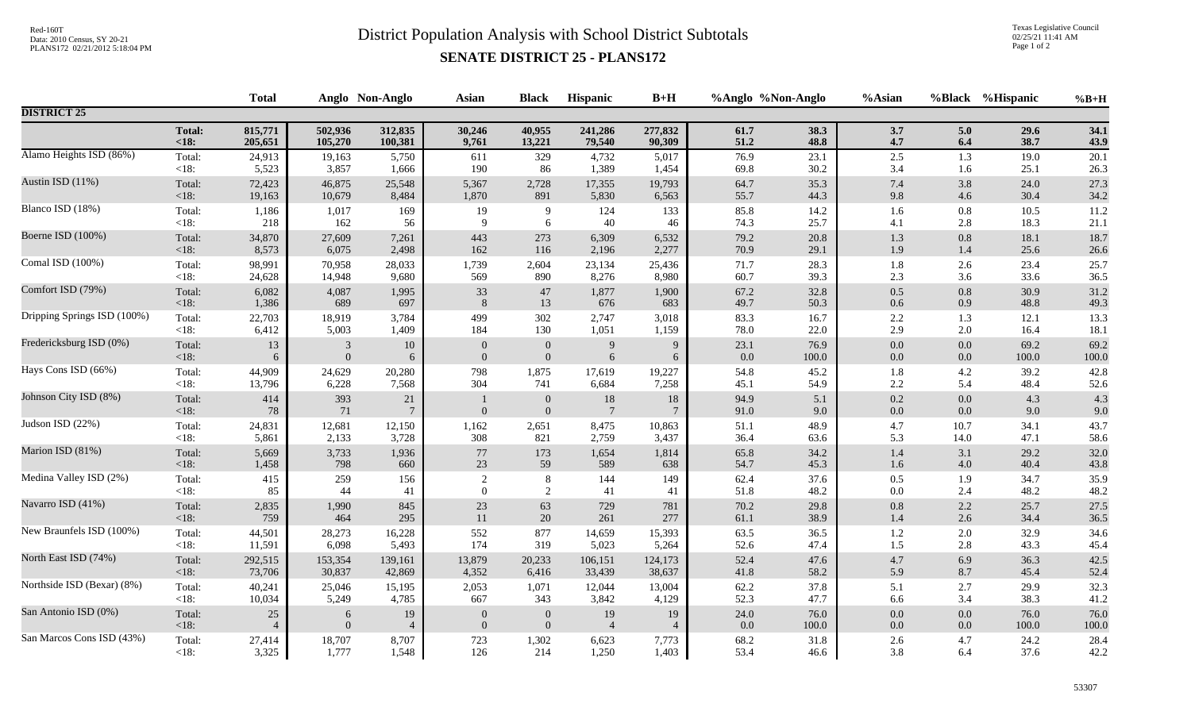Red-160T
Data: 2010 Census, SY 20-21
PLANS172 02/21/2012 5:18:04 PM

# District Population Analysis with School District Subtotals

## SENATE DISTRICT 25 - PLANS172

Texas Legislative Council
02/25/21 11:41 AM

| | | Total | Anglo | Non-Anglo | Asian | Black | Hispanic | B+H | %Anglo | %Non-Anglo | %Asian | %Black | %Hispanic | %B+H |
|---|---|---|---|---|---|---|---|---|---|---|---|---|---|---|
| **DISTRICT 25** | | | | | | | | | | | | | | |
| | **Total:** | **815,771** | **502,936** | **312,835** | **30,246** | **40,955** | **241,286** | **277,832** | **61.7** | **38.3** | **3.7** | **5.0** | **29.6** | **34.1** |
| | **<18:** | **205,651** | **105,270** | **100,381** | **9,761** | **13,221** | **79,540** | **90,309** | **51.2** | **48.8** | **4.7** | **6.4** | **38.7** | **43.9** |
| Alamo Heights ISD (86%) | Total: | 24,913 | 19,163 | 5,750 | 611 | 329 | 4,732 | 5,017 | 76.9 | 23.1 | 2.5 | 1.3 | 19.0 | 20.1 |
| | <18: | 5,523 | 3,857 | 1,666 | 190 | 86 | 1,389 | 1,454 | 69.8 | 30.2 | 3.4 | 1.6 | 25.1 | 26.3 |
| Austin ISD (11%) | Total: | 72,423 | 46,875 | 25,548 | 5,367 | 2,728 | 17,355 | 19,793 | 64.7 | 35.3 | 7.4 | 3.8 | 24.0 | 27.3 |
| | <18: | 19,163 | 10,679 | 8,484 | 1,870 | 891 | 5,830 | 6,563 | 55.7 | 44.3 | 9.8 | 4.6 | 30.4 | 34.2 |
| Blanco ISD (18%) | Total: | 1,186 | 1,017 | 169 | 19 | 9 | 124 | 133 | 85.8 | 14.2 | 1.6 | 0.8 | 10.5 | 11.2 |
| | <18: | 218 | 162 | 56 | 9 | 6 | 40 | 46 | 74.3 | 25.7 | 4.1 | 2.8 | 18.3 | 21.1 |
| Boerne ISD (100%) | Total: | 34,870 | 27,609 | 7,261 | 443 | 273 | 6,309 | 6,532 | 79.2 | 20.8 | 1.3 | 0.8 | 18.1 | 18.7 |
| | <18: | 8,573 | 6,075 | 2,498 | 162 | 116 | 2,196 | 2,277 | 70.9 | 29.1 | 1.9 | 1.4 | 25.6 | 26.6 |
| Comal ISD (100%) | Total: | 98,991 | 70,958 | 28,033 | 1,739 | 2,604 | 23,134 | 25,436 | 71.7 | 28.3 | 1.8 | 2.6 | 23.4 | 25.7 |
| | <18: | 24,628 | 14,948 | 9,680 | 569 | 890 | 8,276 | 8,980 | 60.7 | 39.3 | 2.3 | 3.6 | 33.6 | 36.5 |
| Comfort ISD (79%) | Total: | 6,082 | 4,087 | 1,995 | 33 | 47 | 1,877 | 1,900 | 67.2 | 32.8 | 0.5 | 0.8 | 30.9 | 31.2 |
| | <18: | 1,386 | 689 | 697 | 8 | 13 | 676 | 683 | 49.7 | 50.3 | 0.6 | 0.9 | 48.8 | 49.3 |
| Dripping Springs ISD (100%) | Total: | 22,703 | 18,919 | 3,784 | 499 | 302 | 2,747 | 3,018 | 83.3 | 16.7 | 2.2 | 1.3 | 12.1 | 13.3 |
| | <18: | 6,412 | 5,003 | 1,409 | 184 | 130 | 1,051 | 1,159 | 78.0 | 22.0 | 2.9 | 2.0 | 16.4 | 18.1 |
| Fredericksburg ISD (0%) | Total: | 13 | 3 | 10 | 0 | 0 | 9 | 9 | 23.1 | 76.9 | 0.0 | 0.0 | 69.2 | 69.2 |
| | <18: | 6 | 0 | 6 | 0 | 0 | 6 | 6 | 0.0 | 100.0 | 0.0 | 0.0 | 100.0 | 100.0 |
| Hays Cons ISD (66%) | Total: | 44,909 | 24,629 | 20,280 | 798 | 1,875 | 17,619 | 19,227 | 54.8 | 45.2 | 1.8 | 4.2 | 39.2 | 42.8 |
| | <18: | 13,796 | 6,228 | 7,568 | 304 | 741 | 6,684 | 7,258 | 45.1 | 54.9 | 2.2 | 5.4 | 48.4 | 52.6 |
| Johnson City ISD (8%) | Total: | 414 | 393 | 21 | 1 | 0 | 18 | 18 | 94.9 | 5.1 | 0.2 | 0.0 | 4.3 | 4.3 |
| | <18: | 78 | 71 | 7 | 0 | 0 | 7 | 7 | 91.0 | 9.0 | 0.0 | 0.0 | 9.0 | 9.0 |
| Judson ISD (22%) | Total: | 24,831 | 12,681 | 12,150 | 1,162 | 2,651 | 8,475 | 10,863 | 51.1 | 48.9 | 4.7 | 10.7 | 34.1 | 43.7 |
| | <18: | 5,861 | 2,133 | 3,728 | 308 | 821 | 2,759 | 3,437 | 36.4 | 63.6 | 5.3 | 14.0 | 47.1 | 58.6 |
| Marion ISD (81%) | Total: | 5,669 | 3,733 | 1,936 | 77 | 173 | 1,654 | 1,814 | 65.8 | 34.2 | 1.4 | 3.1 | 29.2 | 32.0 |
| | <18: | 1,458 | 798 | 660 | 23 | 59 | 589 | 638 | 54.7 | 45.3 | 1.6 | 4.0 | 40.4 | 43.8 |
| Medina Valley ISD (2%) | Total: | 415 | 259 | 156 | 2 | 8 | 144 | 149 | 62.4 | 37.6 | 0.5 | 1.9 | 34.7 | 35.9 |
| | <18: | 85 | 44 | 41 | 0 | 2 | 41 | 41 | 51.8 | 48.2 | 0.0 | 2.4 | 48.2 | 48.2 |
| Navarro ISD (41%) | Total: | 2,835 | 1,990 | 845 | 23 | 63 | 729 | 781 | 70.2 | 29.8 | 0.8 | 2.2 | 25.7 | 27.5 |
| | <18: | 759 | 464 | 295 | 11 | 20 | 261 | 277 | 61.1 | 38.9 | 1.4 | 2.6 | 34.4 | 36.5 |
| New Braunfels ISD (100%) | Total: | 44,501 | 28,273 | 16,228 | 552 | 877 | 14,659 | 15,393 | 63.5 | 36.5 | 1.2 | 2.0 | 32.9 | 34.6 |
| | <18: | 11,591 | 6,098 | 5,493 | 174 | 319 | 5,023 | 5,264 | 52.6 | 47.4 | 1.5 | 2.8 | 43.3 | 45.4 |
| North East ISD (74%) | Total: | 292,515 | 153,354 | 139,161 | 13,879 | 20,233 | 106,151 | 124,173 | 52.4 | 47.6 | 4.7 | 6.9 | 36.3 | 42.5 |
| | <18: | 73,706 | 30,837 | 42,869 | 4,352 | 6,416 | 33,439 | 38,637 | 41.8 | 58.2 | 5.9 | 8.7 | 45.4 | 52.4 |
| Northside ISD (Bexar) (8%) | Total: | 40,241 | 25,046 | 15,195 | 2,053 | 1,071 | 12,044 | 13,004 | 62.2 | 37.8 | 5.1 | 2.7 | 29.9 | 32.3 |
| | <18: | 10,034 | 5,249 | 4,785 | 667 | 343 | 3,842 | 4,129 | 52.3 | 47.7 | 6.6 | 3.4 | 38.3 | 41.2 |
| San Antonio ISD (0%) | Total: | 25 | 6 | 19 | 0 | 0 | 19 | 19 | 24.0 | 76.0 | 0.0 | 0.0 | 76.0 | 76.0 |
| | <18: | 4 | 0 | 4 | 0 | 0 | 4 | 4 | 0.0 | 100.0 | 0.0 | 0.0 | 100.0 | 100.0 |
| San Marcos Cons ISD (43%) | Total: | 27,414 | 18,707 | 8,707 | 723 | 1,302 | 6,623 | 7,773 | 68.2 | 31.8 | 2.6 | 4.7 | 24.2 | 28.4 |
| | <18: | 3,325 | 1,777 | 1,548 | 126 | 214 | 1,250 | 1,403 | 53.4 | 46.6 | 3.8 | 6.4 | 37.6 | 42.2 |

53307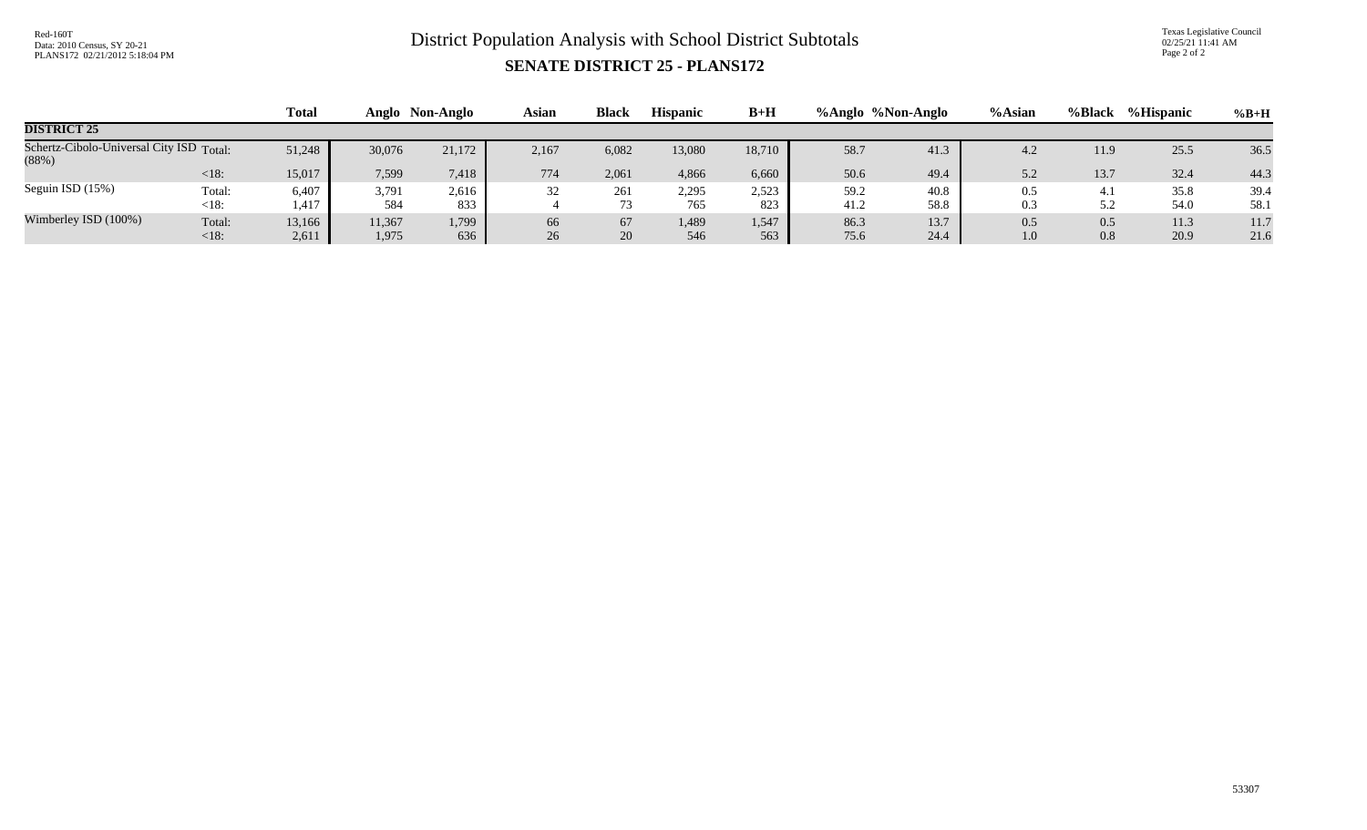# District Population Analysis with School District Subtotals

## SENATE DISTRICT 25 - PLANS172

| | | Total | Anglo | Non-Anglo | Asian | Black | Hispanic | B+H | %Anglo | %Non-Anglo | %Asian | %Black | %Hispanic | %B+H |
|---|---|---|---|---|---|---|---|---|---|---|---|---|---|---|
| **DISTRICT 25** | | | | | | | | | | | | | | |
| Schertz-Cibolo-Universal City ISD (88%) | Total: | 51,248 | 30,076 | 21,172 | 2,167 | 6,082 | 13,080 | 18,710 | 58.7 | 41.3 | 4.2 | 11.9 | 25.5 | 36.5 |
| | <18: | 15,017 | 7,599 | 7,418 | 774 | 2,061 | 4,866 | 6,660 | 50.6 | 49.4 | 5.2 | 13.7 | 32.4 | 44.3 |
| Seguin ISD (15%) | Total: | 6,407 | 3,791 | 2,616 | 32 | 261 | 2,295 | 2,523 | 59.2 | 40.8 | 0.5 | 4.1 | 35.8 | 39.4 |
| | <18: | 1,417 | 584 | 833 | 4 | 73 | 765 | 823 | 41.2 | 58.8 | 0.3 | 5.2 | 54.0 | 58.1 |
| Wimberley ISD (100%) | Total: | 13,166 | 11,367 | 1,799 | 66 | 67 | 1,489 | 1,547 | 86.3 | 13.7 | 0.5 | 0.5 | 11.3 | 11.7 |
| | <18: | 2,611 | 1,975 | 636 | 26 | 20 | 546 | 563 | 75.6 | 24.4 | 1.0 | 0.8 | 20.9 | 21.6 |